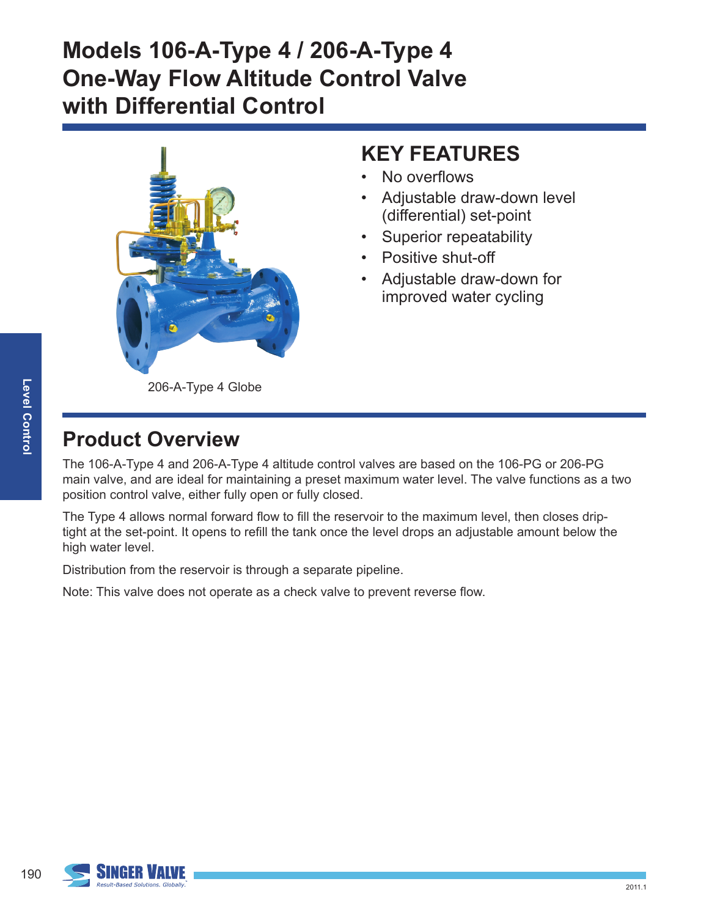# Models 106-A-Type 4 / 206-A-Type 4 One-Way Flow Altitude Control Valve with Differential Control

206-A-Type 4 Globe

## KEY FEATURES

- No overflows
- Adjustable draw-down level (differential) set-point
- Superior repeatability
- Positive shut-off
- Adjustable draw-down for improved water cycling

## Product Overview

The 106-A-Type 4 and 206-A-Type 4 altitude control valves are based on the 106-PG or 206-PG main valve, and are ideal for maintaining a preset maximum water level. The valve functions as a two position control valve, either fully open or fully closed.

The Type 4 allows normal forward flow to fill the reservoir to the maximum level, then closes drip-tight at the set-point. It opens to refill the tank once the level drops an adjustable amount below the high water level.

Distribution from the reservoir is through a separate pipeline.

Note: This valve does not operate as a check valve to prevent reverse flow.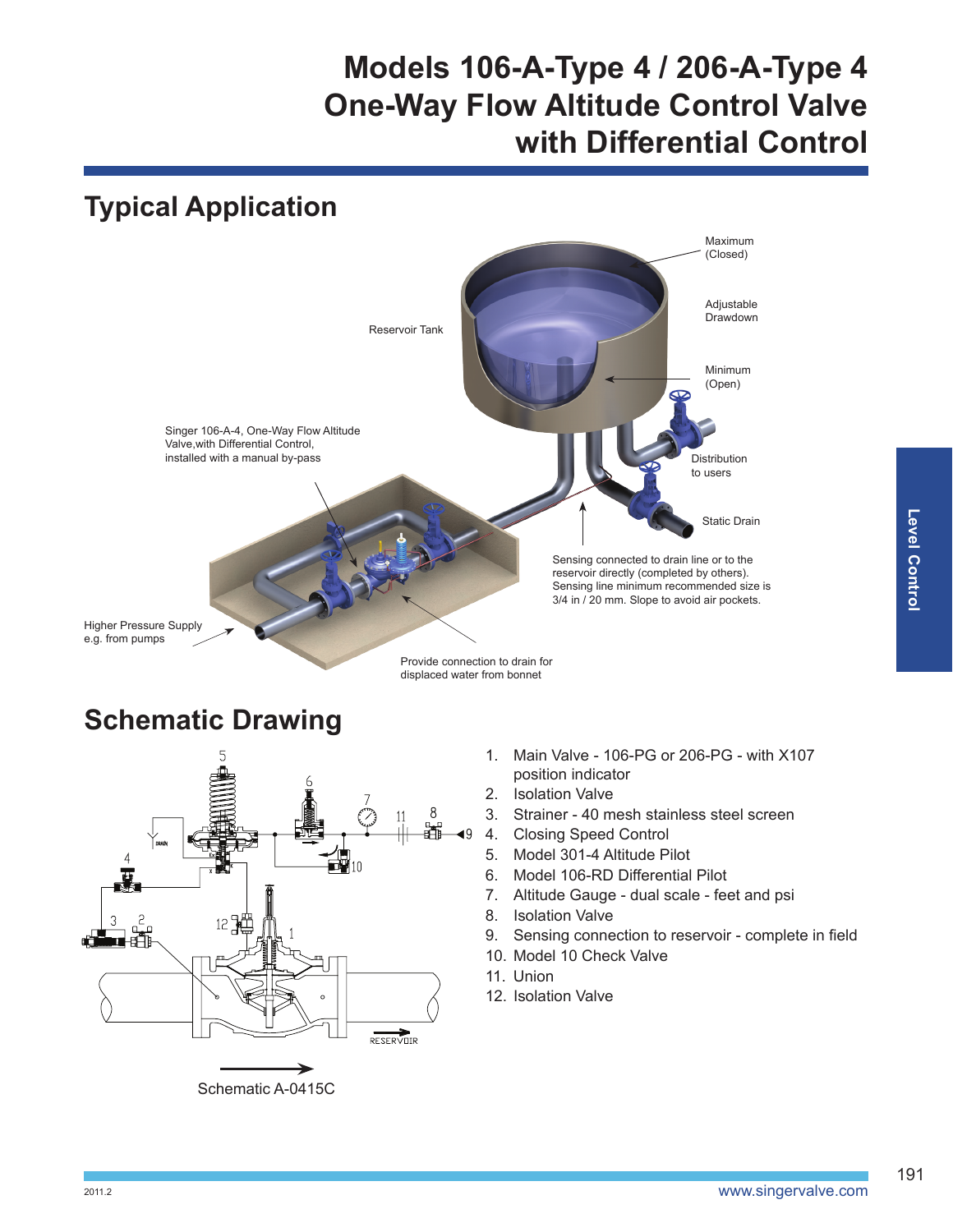# Models 106-A-Type 4 / 206-A-Type 4 One-Way Flow Altitude Control Valve with Differential Control

## Typical Application

Maximum (Closed)

Adjustable Drawdown

Minimum (Open)

Reservoir Tank

Singer 106-A-4, One-Way Flow Altitude Valve,with Differential Control, installed with a manual by-pass

Distribution to users

Static Drain

Sensing connected to drain line or to the reservoir directly (completed by others). Sensing line minimum recommended size is 3/4 in / 20 mm. Slope to avoid air pockets.

Higher Pressure Supply e.g. from pumps

Provide connection to drain for displaced water from bonnet

## Schematic Drawing

1. Main Valve - 106-PG or 206-PG - with X107 position indicator
2. Isolation Valve
3. Strainer - 40 mesh stainless steel screen
4. Closing Speed Control
5. Model 301-4 Altitude Pilot
6. Model 106-RD Differential Pilot
7. Altitude Gauge - dual scale - feet and psi
8. Isolation Valve
9. Sensing connection to reservoir - complete in field
10. Model 10 Check Valve
11. Union
12. Isolation Valve

Schematic A-0415C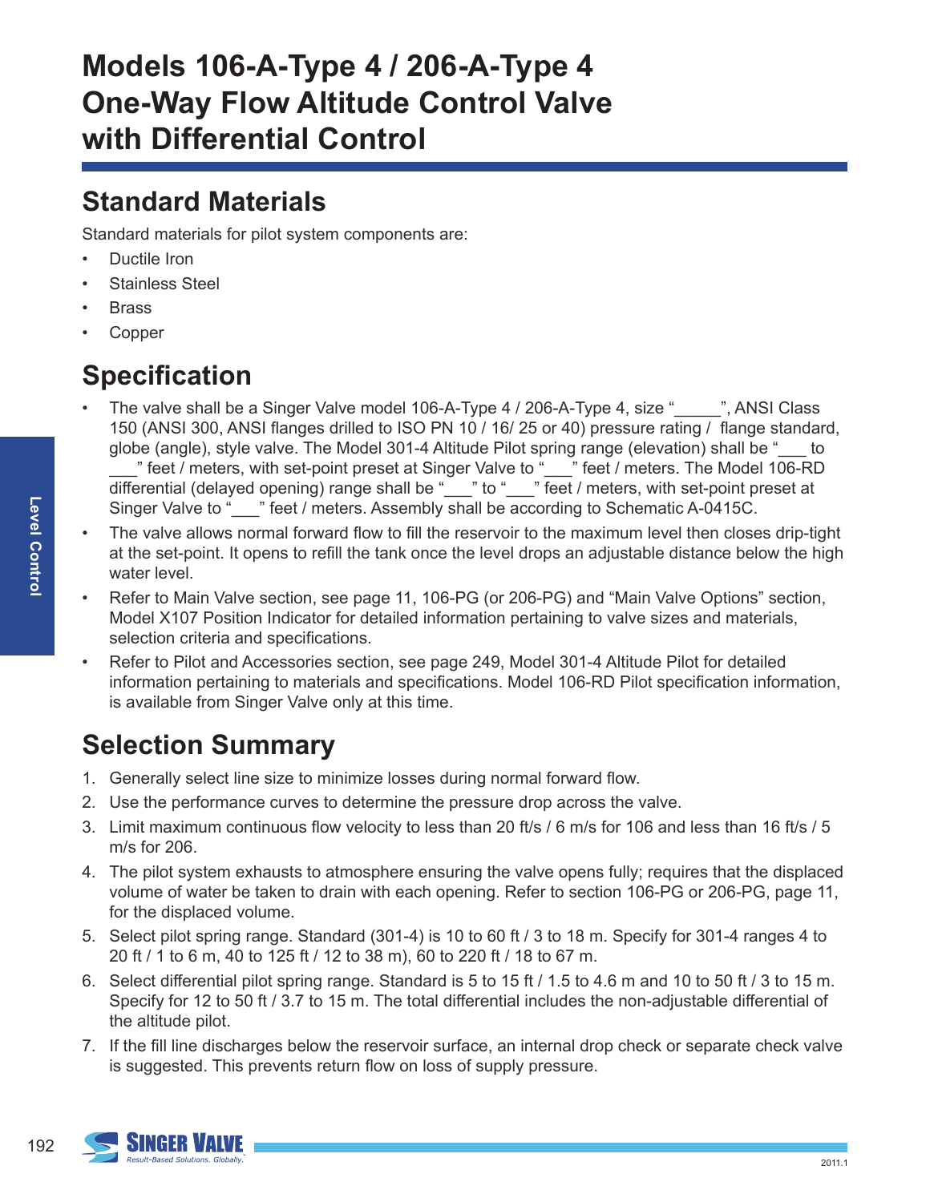# Models 106-A-Type 4 / 206-A-Type 4 One-Way Flow Altitude Control Valve with Differential Control

## Standard Materials

Standard materials for pilot system components are:

- Ductile Iron
- Stainless Steel
- Brass
- Copper

## Specification

- The valve shall be a Singer Valve model 106-A-Type 4 / 206-A-Type 4, size "_____", ANSI Class 150 (ANSI 300, ANSI flanges drilled to ISO PN 10 / 16/ 25 or 40) pressure rating / flange standard, globe (angle), style valve. The Model 301-4 Altitude Pilot spring range (elevation) shall be "___ to ___" feet / meters, with set-point preset at Singer Valve to "___" feet / meters. The Model 106-RD differential (delayed opening) range shall be "___" to "___" feet / meters, with set-point preset at Singer Valve to "___" feet / meters. Assembly shall be according to Schematic A-0415C.
- The valve allows normal forward flow to fill the reservoir to the maximum level then closes drip-tight at the set-point. It opens to refill the tank once the level drops an adjustable distance below the high water level.
- Refer to Main Valve section, see page 11, 106-PG (or 206-PG) and "Main Valve Options" section, Model X107 Position Indicator for detailed information pertaining to valve sizes and materials, selection criteria and specifications.
- Refer to Pilot and Accessories section, see page 249, Model 301-4 Altitude Pilot for detailed information pertaining to materials and specifications. Model 106-RD Pilot specification information, is available from Singer Valve only at this time.

## Selection Summary

1. Generally select line size to minimize losses during normal forward flow.
2. Use the performance curves to determine the pressure drop across the valve.
3. Limit maximum continuous flow velocity to less than 20 ft/s / 6 m/s for 106 and less than 16 ft/s / 5 m/s for 206.
4. The pilot system exhausts to atmosphere ensuring the valve opens fully; requires that the displaced volume of water be taken to drain with each opening. Refer to section 106-PG or 206-PG, page 11, for the displaced volume.
5. Select pilot spring range. Standard (301-4) is 10 to 60 ft / 3 to 18 m. Specify for 301-4 ranges 4 to 20 ft / 1 to 6 m, 40 to 125 ft / 12 to 38 m), 60 to 220 ft / 18 to 67 m.
6. Select differential pilot spring range. Standard is 5 to 15 ft / 1.5 to 4.6 m and 10 to 50 ft / 3 to 15 m. Specify for 12 to 50 ft / 3.7 to 15 m. The total differential includes the non-adjustable differential of the altitude pilot.
7. If the fill line discharges below the reservoir surface, an internal drop check or separate check valve is suggested. This prevents return flow on loss of supply pressure.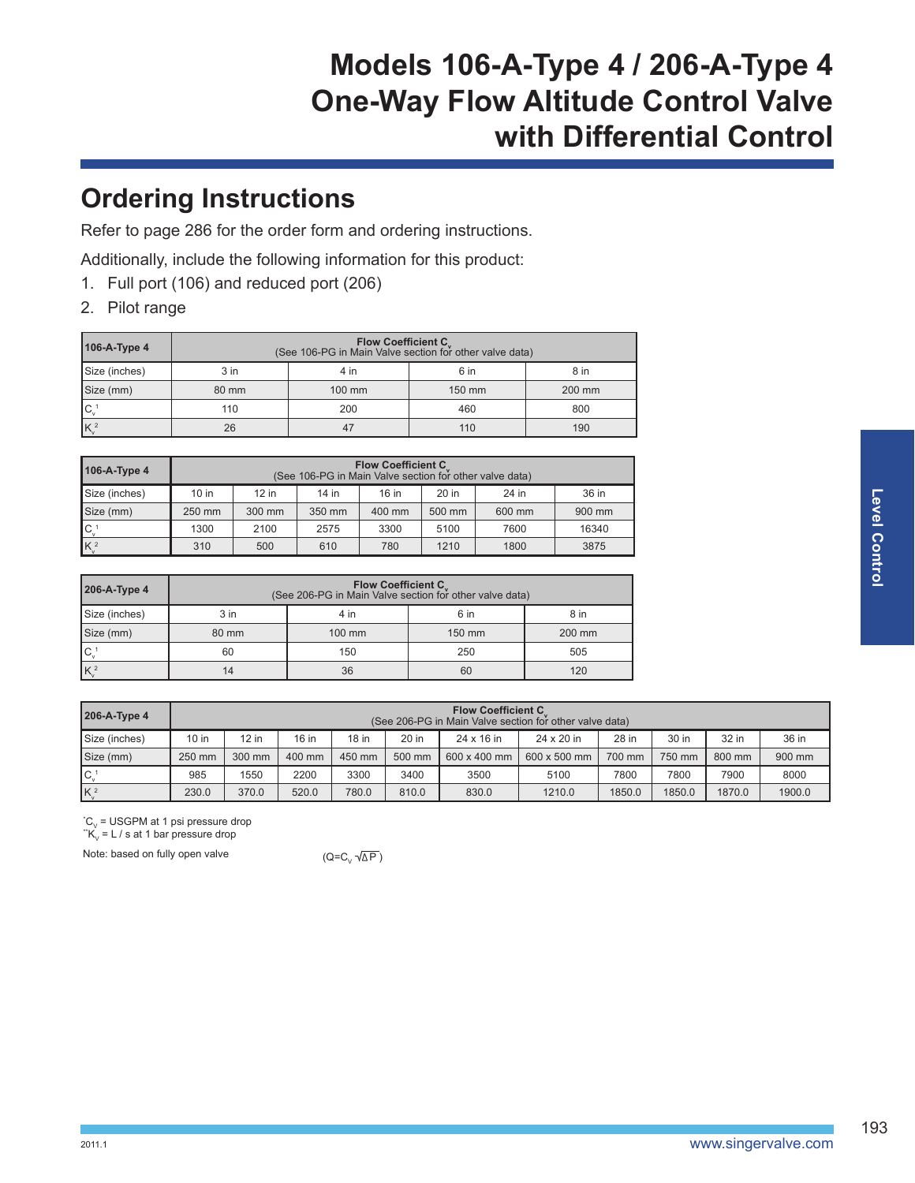# Models 106-A-Type 4 / 206-A-Type 4 One-Way Flow Altitude Control Valve with Differential Control

## Ordering Instructions

Refer to page 286 for the order form and ordering instructions.

Additionally, include the following information for this product:

1. Full port (106) and reduced port (206)
2. Pilot range

| 106-A-Type 4 | Flow Coefficient $C_v$ (See 106-PG in Main Valve section for other valve data) | | | |
|---|---|---|---|---|
| Size (inches) | 3 in | 4 in | 6 in | 8 in |
| Size (mm) | 80 mm | 100 mm | 150 mm | 200 mm |
| $C_v$[1] | 110 | 200 | 460 | 800 |
| $K_v$[2] | 26 | 47 | 110 | 190 |

| 106-A-Type 4 | Flow Coefficient $C_v$ (See 106-PG in Main Valve section for other valve data) | | | | | | |
|---|---|---|---|---|---|---|---|
| Size (inches) | 10 in | 12 in | 14 in | 16 in | 20 in | 24 in | 36 in |
| Size (mm) | 250 mm | 300 mm | 350 mm | 400 mm | 500 mm | 600 mm | 900 mm |
| $C_v$[1] | 1300 | 2100 | 2575 | 3300 | 5100 | 7600 | 16340 |
| $K_v$[2] | 310 | 500 | 610 | 780 | 1210 | 1800 | 3875 |

| 206-A-Type 4 | Flow Coefficient $C_v$ (See 206-PG in Main Valve section for other valve data) | | | |
|---|---|---|---|---|
| Size (inches) | 3 in | 4 in | 6 in | 8 in |
| Size (mm) | 80 mm | 100 mm | 150 mm | 200 mm |
| $C_v$[1] | 60 | 150 | 250 | 505 |
| $K_v$[2] | 14 | 36 | 60 | 120 |

| 206-A-Type 4 | Flow Coefficient $C_v$ (See 206-PG in Main Valve section for other valve data) | | | | | | | | | | |
|---|---|---|---|---|---|---|---|---|---|---|---|
| Size (inches) | 10 in | 12 in | 16 in | 18 in | 20 in | 24 x 16 in | 24 x 20 in | 28 in | 30 in | 32 in | 36 in |
| Size (mm) | 250 mm | 300 mm | 400 mm | 450 mm | 500 mm | 600 x 400 mm | 600 x 500 mm | 700 mm | 750 mm | 800 mm | 900 mm |
| $C_v$[1] | 985 | 1550 | 2200 | 3300 | 3400 | 3500 | 5100 | 7800 | 7800 | 7900 | 8000 |
| $K_v$[2] | 230.0 | 370.0 | 520.0 | 780.0 | 810.0 | 830.0 | 1210.0 | 1850.0 | 1850.0 | 1870.0 | 1900.0 |

*$C_v$ = USGPM at 1 psi pressure drop
**$K_v$ = L / s at 1 bar pressure drop

Note: based on fully open valve

$(Q=C_v \sqrt{\Delta P})$